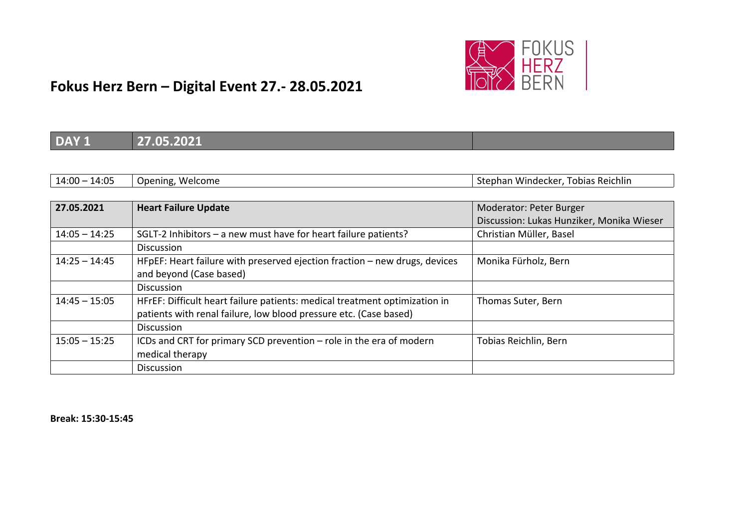FOKUS HERZ BERN

# Fokus Herz Bern – Digital Event 27.- 28.05.2021

| DAY 1 | 27.05.2021 | |
|---|---|---|

| 14:00 – 14:05 | Opening, Welcome | Stephan Windecker, Tobias Reichlin |
|---|---|---|

| **27.05.2021** | **Heart Failure Update** | Moderator: Peter Burger<br>Discussion: Lukas Hunziker, Monika Wieser |
|---|---|---|
| 14:05 – 14:25 | SGLT-2 Inhibitors – a new must have for heart failure patients? | Christian Müller, Basel |
| | Discussion | |
| 14:25 – 14:45 | HFpEF: Heart failure with preserved ejection fraction – new drugs, devices and beyond (Case based) | Monika Fürholz, Bern |
| | Discussion | |
| 14:45 – 15:05 | HFrEF: Difficult heart failure patients: medical treatment optimization in patients with renal failure, low blood pressure etc. (Case based) | Thomas Suter, Bern |
| | Discussion | |
| 15:05 – 15:25 | ICDs and CRT for primary SCD prevention – role in the era of modern medical therapy | Tobias Reichlin, Bern |
| | Discussion | |

**Break: 15:30-15:45**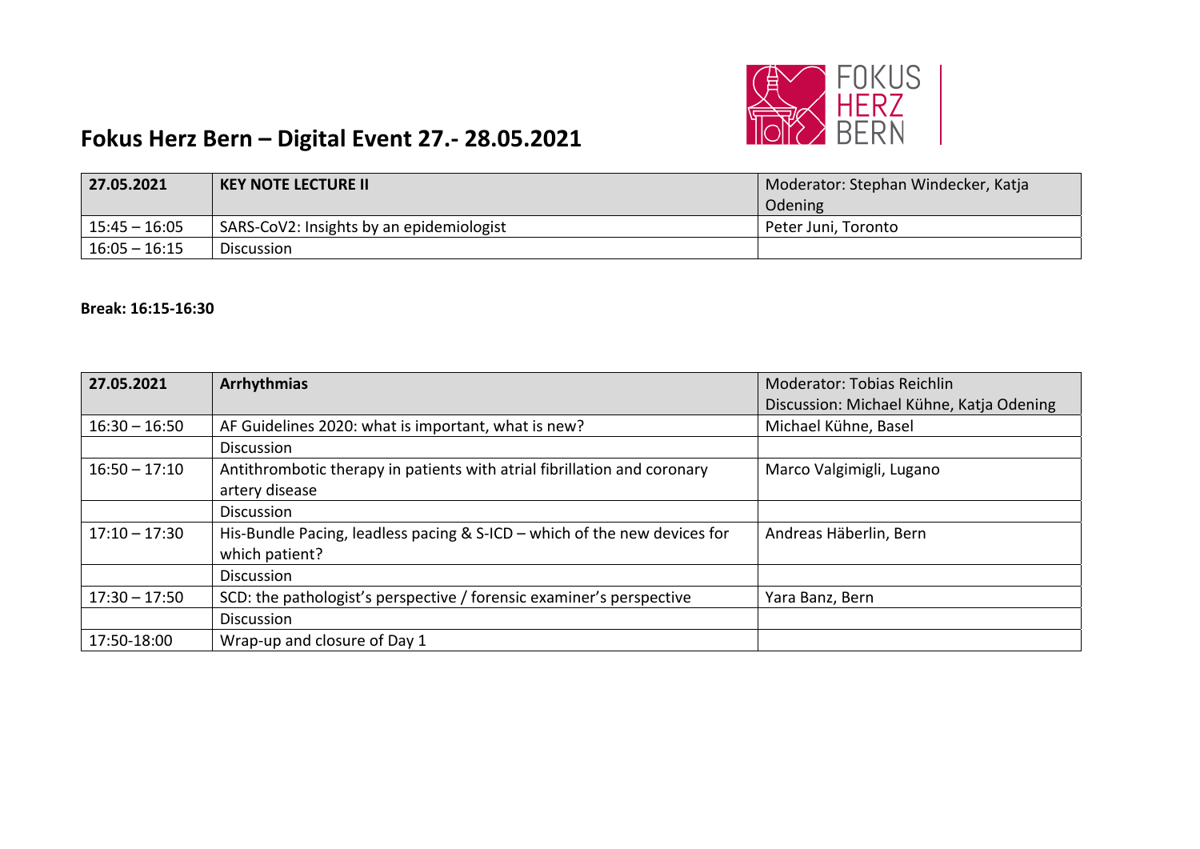# Fokus Herz Bern – Digital Event 27.- 28.05.2021

| 27.05.2021 | KEY NOTE LECTURE II | Moderator: Stephan Windecker, Katja Odening |
|---|---|---|
| 15:45 – 16:05 | SARS-CoV2: Insights by an epidemiologist | Peter Juni, Toronto |
| 16:05 – 16:15 | Discussion | |

**Break: 16:15-16:30**

| 27.05.2021 | Arrhythmias | Moderator: Tobias Reichlin<br>Discussion: Michael Kühne, Katja Odening |
|---|---|---|
| 16:30 – 16:50 | AF Guidelines 2020: what is important, what is new? | Michael Kühne, Basel |
| | Discussion | |
| 16:50 – 17:10 | Antithrombotic therapy in patients with atrial fibrillation and coronary artery disease | Marco Valgimigli, Lugano |
| | Discussion | |
| 17:10 – 17:30 | His-Bundle Pacing, leadless pacing & S-ICD – which of the new devices for which patient? | Andreas Häberlin, Bern |
| | Discussion | |
| 17:30 – 17:50 | SCD: the pathologist's perspective / forensic examiner's perspective | Yara Banz, Bern |
| | Discussion | |
| 17:50-18:00 | Wrap-up and closure of Day 1 | |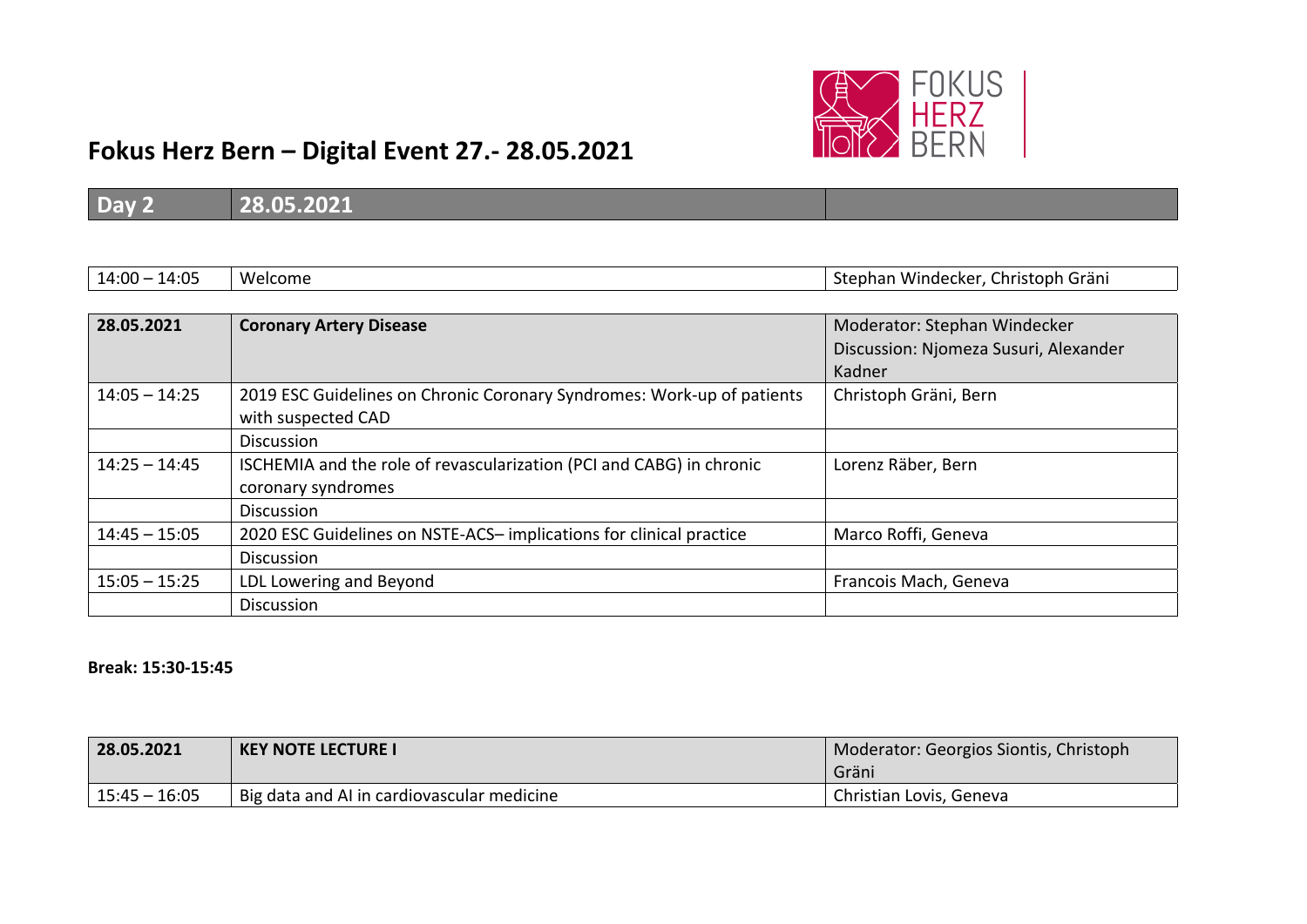# Fokus Herz Bern – Digital Event 27.- 28.05.2021

| Day 2 | 28.05.2021 | |
|---|---|---|

| 14:00 – 14:05 | Welcome | Stephan Windecker, Christoph Gräni |
|---|---|---|

| 28.05.2021 | Coronary Artery Disease | Moderator: Stephan Windecker<br>Discussion: Njomeza Susuri, Alexander Kadner |
|---|---|---|
| 14:05 – 14:25 | 2019 ESC Guidelines on Chronic Coronary Syndromes: Work-up of patients with suspected CAD | Christoph Gräni, Bern |
| | Discussion | |
| 14:25 – 14:45 | ISCHEMIA and the role of revascularization (PCI and CABG) in chronic coronary syndromes | Lorenz Räber, Bern |
| | Discussion | |
| 14:45 – 15:05 | 2020 ESC Guidelines on NSTE-ACS– implications for clinical practice | Marco Roffi, Geneva |
| | Discussion | |
| 15:05 – 15:25 | LDL Lowering and Beyond | Francois Mach, Geneva |
| | Discussion | |

**Break: 15:30-15:45**

| 28.05.2021 | KEY NOTE LECTURE I | Moderator: Georgios Siontis, Christoph Gräni |
|---|---|---|
| 15:45 – 16:05 | Big data and AI in cardiovascular medicine | Christian Lovis, Geneva |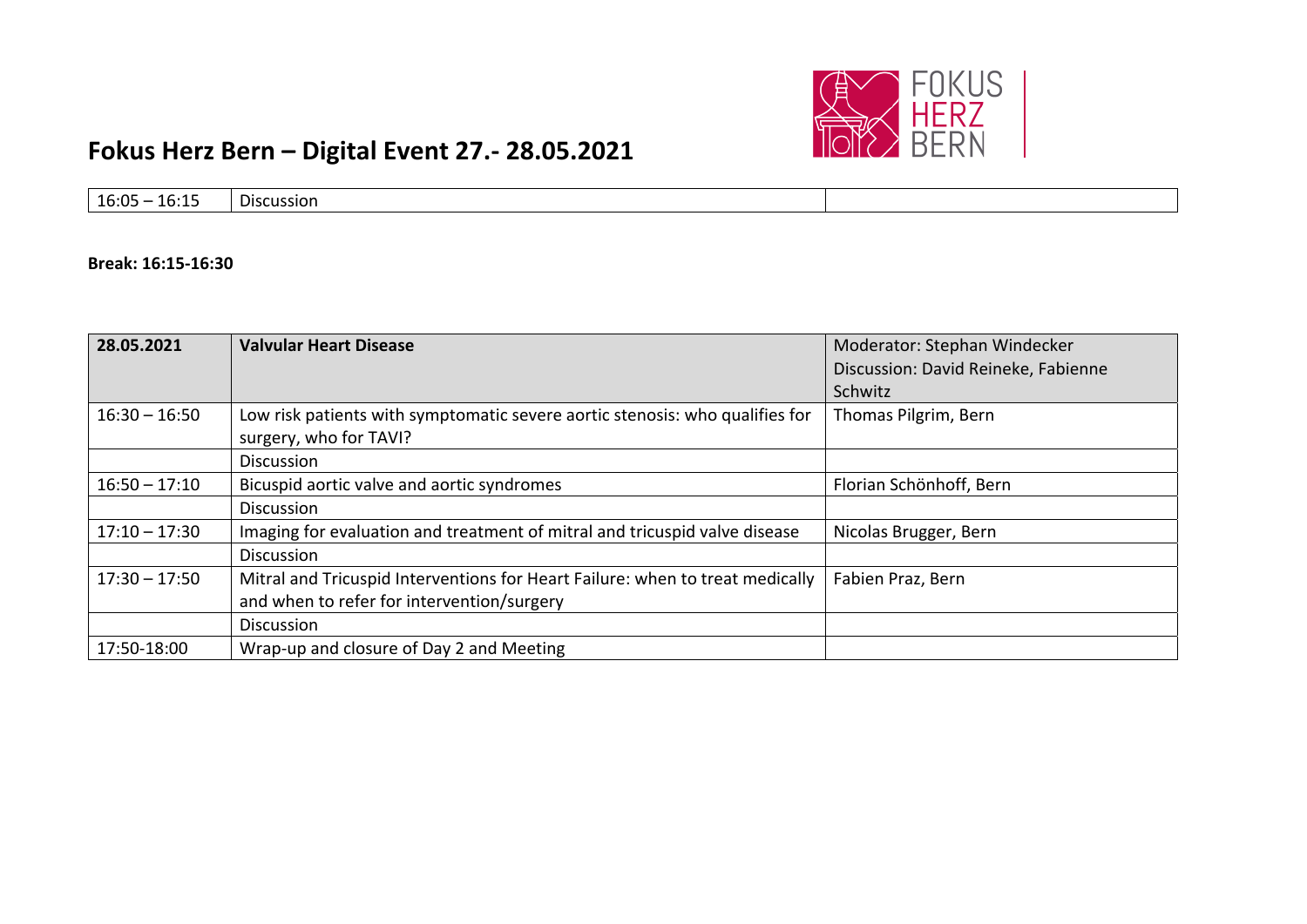# Fokus Herz Bern – Digital Event 27.- 28.05.2021

| | | |
|---|---|---|
| 16:05 – 16:15 | Discussion | |

**Break: 16:15-16:30**

| 28.05.2021 | Valvular Heart Disease | Moderator: Stephan Windecker<br>Discussion: David Reineke, Fabienne Schwitz |
|---|---|---|
| 16:30 – 16:50 | Low risk patients with symptomatic severe aortic stenosis: who qualifies for surgery, who for TAVI? | Thomas Pilgrim, Bern |
| | Discussion | |
| 16:50 – 17:10 | Bicuspid aortic valve and aortic syndromes | Florian Schönhoff, Bern |
| | Discussion | |
| 17:10 – 17:30 | Imaging for evaluation and treatment of mitral and tricuspid valve disease | Nicolas Brugger, Bern |
| | Discussion | |
| 17:30 – 17:50 | Mitral and Tricuspid Interventions for Heart Failure: when to treat medically and when to refer for intervention/surgery | Fabien Praz, Bern |
| | Discussion | |
| 17:50-18:00 | Wrap-up and closure of Day 2 and Meeting | |